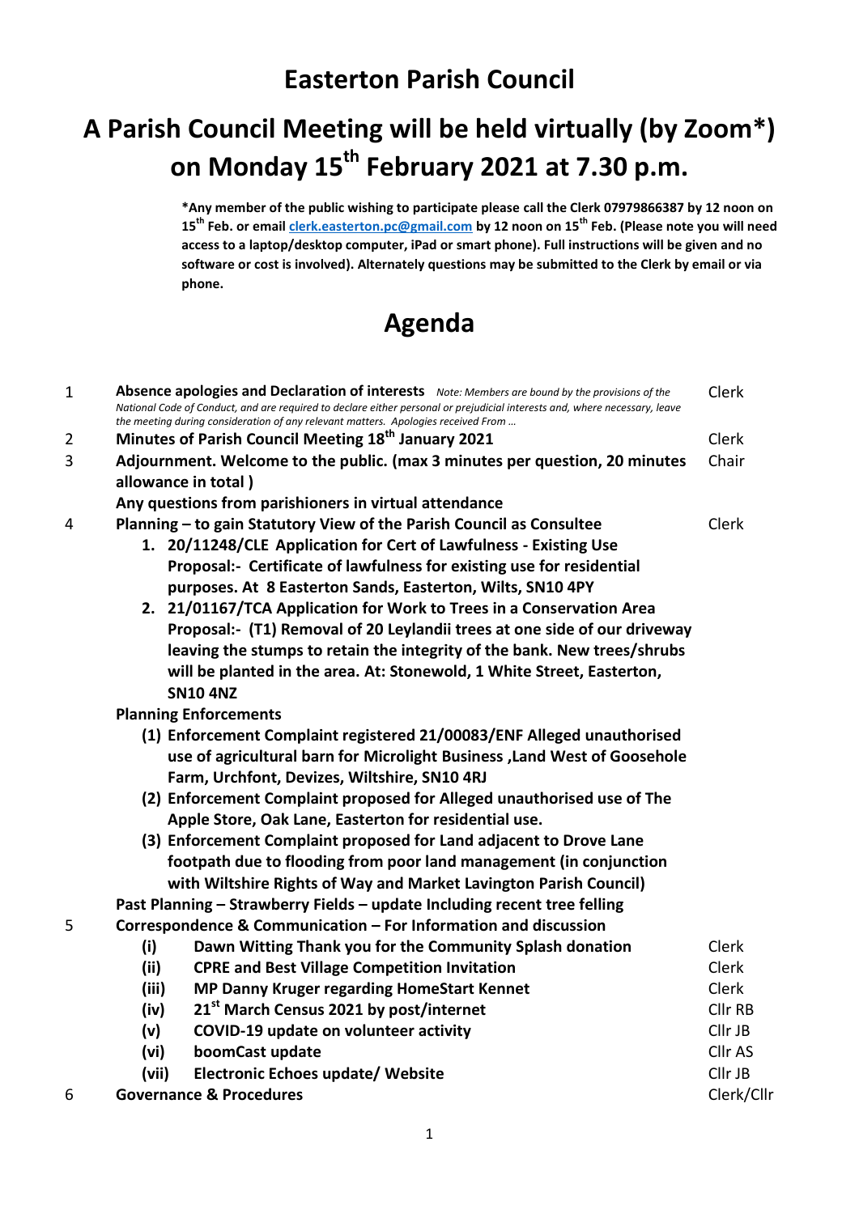# Easterton Parish Council

# A Parish Council Meeting will be held virtually (by Zoom*) on Monday 15th February 2021 at 7.30 p.m.

**\*Any member of the public wishing to participate please call the Clerk 07979866387 by 12 noon on 15th Feb. or email clerk.easterton.pc@gmail.com by 12 noon on 15th Feb. (Please note you will need access to a laptop/desktop computer, iPad or smart phone). Full instructions will be given and no software or cost is involved). Alternately questions may be submitted to the Clerk by email or via phone.**

## Agenda

| | | |
|---|---|---|
| 1 | **Absence apologies and Declaration of interests** *Note: Members are bound by the provisions of the National Code of Conduct, and are required to declare either personal or prejudicial interests and, where necessary, leave the meeting during consideration of any relevant matters. Apologies received From …* | Clerk |
| 2 | **Minutes of Parish Council Meeting 18th January 2021** | Clerk |
| 3 | **Adjournment. Welcome to the public. (max 3 minutes per question, 20 minutes allowance in total )** **Any questions from parishioners in virtual attendance** | Chair |
| 4 | **Planning – to gain Statutory View of the Parish Council as Consultee** | Clerk |

1. **20/11248/CLE Application for Cert of Lawfulness - Existing Use Proposal:- Certificate of lawfulness for existing use for residential purposes. At 8 Easterton Sands, Easterton, Wilts, SN10 4PY**
2. **21/01167/TCA Application for Work to Trees in a Conservation Area Proposal:- (T1) Removal of 20 Leylandii trees at one side of our driveway leaving the stumps to retain the integrity of the bank. New trees/shrubs will be planted in the area. At: Stonewold, 1 White Street, Easterton, SN10 4NZ**

**Planning Enforcements**

(1) **Enforcement Complaint registered 21/00083/ENF Alleged unauthorised use of agricultural barn for Microlight Business ,Land West of Goosehole Farm, Urchfont, Devizes, Wiltshire, SN10 4RJ**

(2) **Enforcement Complaint proposed for Alleged unauthorised use of The Apple Store, Oak Lane, Easterton for residential use.**

(3) **Enforcement Complaint proposed for Land adjacent to Drove Lane footpath due to flooding from poor land management (in conjunction with Wiltshire Rights of Way and Market Lavington Parish Council)**

**Past Planning – Strawberry Fields – update Including recent tree felling**

| | | |
|---|---|---|
| 5 | **Correspondence & Communication – For Information and discussion** | |
| | **(i) Dawn Witting Thank you for the Community Splash donation** | Clerk |
| | **(ii) CPRE and Best Village Competition Invitation** | Clerk |
| | **(iii) MP Danny Kruger regarding HomeStart Kennet** | Clerk |
| | **(iv) 21st March Census 2021 by post/internet** | Cllr RB |
| | **(v) COVID-19 update on volunteer activity** | Cllr JB |
| | **(vi) boomCast update** | Cllr AS |
| | **(vii) Electronic Echoes update/ Website** | Cllr JB |
| 6 | **Governance & Procedures** | Clerk/Cllr |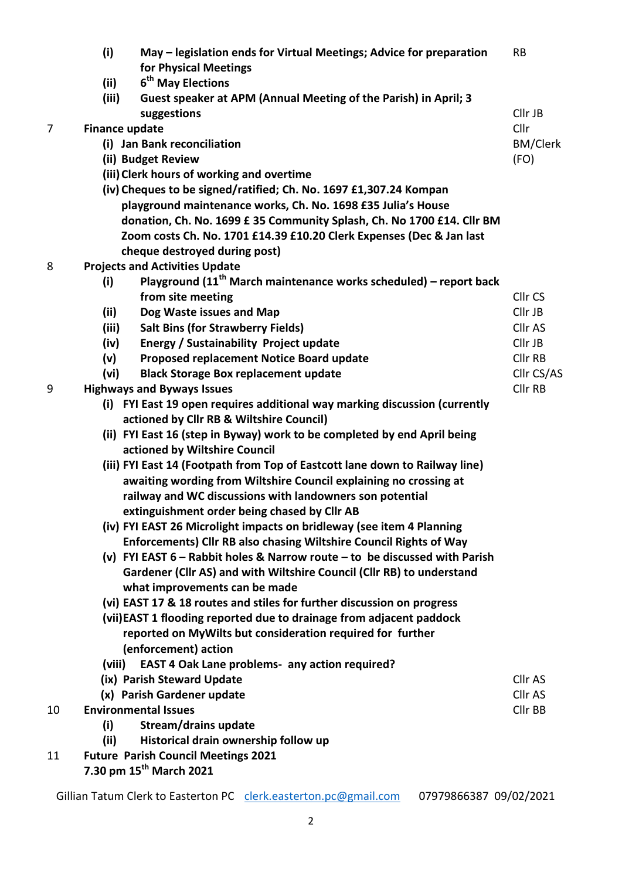(i) **May – legislation ends for Virtual Meetings; Advice for preparation for Physical Meetings** RB

(ii) **6th May Elections**

(iii) **Guest speaker at APM (Annual Meeting of the Parish) in April; 3 suggestions** Cllr JB

7 **Finance update** Cllr BM/Clerk (FO)

(i) **Jan Bank reconciliation**

(ii) **Budget Review**

(iii) **Clerk hours of working and overtime**

(iv) **Cheques to be signed/ratified; Ch. No. 1697 £1,307.24 Kompan playground maintenance works, Ch. No. 1698 £35 Julia's House donation, Ch. No. 1699 £ 35 Community Splash, Ch. No 1700 £14. Cllr BM Zoom costs Ch. No. 1701 £14.39 £10.20 Clerk Expenses (Dec & Jan last cheque destroyed during post)**

8 **Projects and Activities Update**

(i) **Playground (11th March maintenance works scheduled) – report back from site meeting** Cllr CS

(ii) **Dog Waste issues and Map** Cllr JB

(iii) **Salt Bins (for Strawberry Fields)** Cllr AS

(iv) **Energy / Sustainability Project update** Cllr JB

(v) **Proposed replacement Notice Board update** Cllr RB

(vi) **Black Storage Box replacement update** Cllr CS/AS

9 **Highways and Byways Issues** Cllr RB

(i) **FYI East 19 open requires additional way marking discussion (currently actioned by Cllr RB & Wiltshire Council)**

(ii) **FYI East 16 (step in Byway) work to be completed by end April being actioned by Wiltshire Council**

(iii) **FYI East 14 (Footpath from Top of Eastcott lane down to Railway line) awaiting wording from Wiltshire Council explaining no crossing at railway and WC discussions with landowners son potential extinguishment order being chased by Cllr AB**

(iv) **FYI EAST 26 Microlight impacts on bridleway (see item 4 Planning Enforcements) Cllr RB also chasing Wiltshire Council Rights of Way**

(v) **FYI EAST 6 – Rabbit holes & Narrow route – to be discussed with Parish Gardener (Cllr AS) and with Wiltshire Council (Cllr RB) to understand what improvements can be made**

(vi) **EAST 17 & 18 routes and stiles for further discussion on progress**

(vii) **EAST 1 flooding reported due to drainage from adjacent paddock reported on MyWilts but consideration required for further (enforcement) action**

(viii) **EAST 4 Oak Lane problems- any action required?**

(ix) **Parish Steward Update** Cllr AS

(x) **Parish Gardener update** Cllr AS

10 **Environmental Issues** Cllr BB

(i) **Stream/drains update**

(ii) **Historical drain ownership follow up**

11 **Future Parish Council Meetings 2021**

**7.30 pm 15th March 2021**

Gillian Tatum Clerk to Easterton PC clerk.easterton.pc@gmail.com 07979866387 09/02/2021